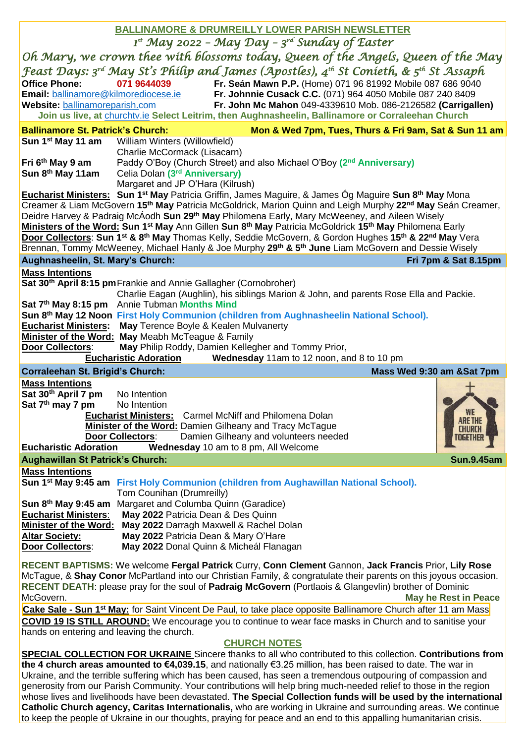# BALLINAMORE & DRUMREILLY LOWER PARISH NEWSLETTER

*1st May 2022 – May Day – 3rd Sunday of Easter*

*Oh Mary, we crown thee with blossoms today, Queen of the Angels, Queen of the May*

*Feast Days: 3rd May St's Philip and James (Apostles), 4th St Conieth, & 5th St Assaph*

**Office Phone:** 071 9644039
**Email:** ballinamore@kilmorediocese.ie
**Website:** ballinamoreparish.com

**Fr. Seán Mawn P.P.** (Home) 071 96 81992 Mobile 087 686 9040
**Fr. Johnnie Cusack C.C.** (071) 964 4050 Mobile 087 240 8409
**Fr. John Mc Mahon** 049-4339610 Mob. 086-2126582 **(Carrigallen)**

**Join us live, at churchtv.ie Select Leitrim, then Aughnasheelin, Ballinamore or Corraleehan Church**

## Ballinamore St. Patrick's Church: Mon & Wed 7pm, Tues, Thurs & Fri 9am, Sat & Sun 11 am

**Sun 1st May 11 am** William Winters (Willowfield)
Charlie McCormack (Lisacarn)
**Fri 6th May 9 am** Paddy O'Boy (Church Street) and also Michael O'Boy **(2nd Anniversary)**
**Sun 8th May 11am** Celia Dolan **(3rd Anniversary)**
Margaret and JP O'Hara (Kilrush)

**Eucharist Ministers:** **Sun 1st May** Patricia Griffin, James Maguire, & James Óg Maguire **Sun 8th May** Mona Creamer & Liam McGovern **15th May** Patricia McGoldrick, Marion Quinn and Leigh Murphy **22nd May** Seán Creamer, Deidre Harvey & Padraig McÁodh **Sun 29th May** Philomena Early, Mary McWeeney, and Aileen Wisely
**Ministers of the Word:** **Sun 1st May** Ann Gillen **Sun 8th May** Patricia McGoldrick **15th May** Philomena Early
**Door Collectors**: **Sun 1st & 8th May** Thomas Kelly, Seddie McGovern, & Gordon Hughes **15th & 22nd May** Vera Brennan, Tommy McWeeney, Michael Hanly & Joe Murphy **29th & 5th June** Liam McGovern and Dessie Wisely

## Aughnasheelin, St. Mary's Church: Fri 7pm & Sat 8.15pm

**Mass Intentions**
**Sat 30th April 8:15 pm** Frankie and Annie Gallagher (Cornobroher)
Charlie Eagan (Aughlin), his siblings Marion & John, and parents Rose Ella and Packie.
**Sat 7th May 8:15 pm** Annie Tubman **Months Mind**
**Sun 8th May 12 Noon** **First Holy Communion (children from Aughnasheelin National School).**
**Eucharist Ministers:** **May** Terence Boyle & Kealen Mulvanerty
**Minister of the Word:** **May** Meabh McTeague & Family
**Door Collectors**: **May** Philip Roddy, Damien Kellegher and Tommy Prior,
**Eucharistic Adoration** **Wednesday** 11am to 12 noon, and 8 to 10 pm

## Corraleehan St. Brigid's Church: Mass Wed 9:30 am &Sat 7pm

**Mass Intentions**
**Sat 30th April 7 pm** No Intention
**Sat 7th may 7 pm** No Intention
**Eucharist Ministers:** Carmel McNiff and Philomena Dolan
**Minister of the Word:** Damien Gilheany and Tracy McTague
**Door Collectors**: Damien Gilheany and volunteers needed
**Eucharistic Adoration** **Wednesday** 10 am to 8 pm, All Welcome

## Aughawillan St Patrick's Church: Sun.9.45am

**Mass Intentions**
**Sun 1st May 9:45 am** **First Holy Communion (children from Aughawillan National School).**
Tom Counihan (Drumreilly)
**Sun 8th May 9:45 am** Margaret and Columba Quinn (Garadice)
**Eucharist Ministers**: **May 2022** Patricia Dean & Des Quinn
**Minister of the Word:** **May 2022** Darragh Maxwell & Rachel Dolan
**Altar Society:** **May 2022** Patricia Dean & Mary O'Hare
**Door Collectors**: **May 2022** Donal Quinn & Micheál Flanagan

**RECENT BAPTISMS:** We welcome **Fergal Patrick** Curry, **Conn Clement** Gannon, **Jack Francis** Prior, **Lily Rose** McTague, & **Shay Conor** McPartland into our Christian Family, & congratulate their parents on this joyous occasion.
**RECENT DEATH**: please pray for the soul of **Padraig McGovern** (Portlaois & Glangevlin) brother of Dominic McGovern. **May he Rest in Peace**

**Cake Sale - Sun 1st May:** for Saint Vincent De Paul, to take place opposite Ballinamore Church after 11 am Mass
**COVID 19 IS STILL AROUND:** We encourage you to continue to wear face masks in Church and to sanitise your hands on entering and leaving the church.

## CHURCH NOTES

**SPECIAL COLLECTION FOR UKRAINE** Sincere thanks to all who contributed to this collection. **Contributions from the 4 church areas amounted to €4,039.15**, and nationally €3.25 million, has been raised to date. The war in Ukraine, and the terrible suffering which has been caused, has seen a tremendous outpouring of compassion and generosity from our Parish Community. Your contributions will help bring much-needed relief to those in the region whose lives and livelihoods have been devastated. **The Special Collection funds will be used by the international Catholic Church agency, Caritas Internationalis,** who are working in Ukraine and surrounding areas. We continue to keep the people of Ukraine in our thoughts, praying for peace and an end to this appalling humanitarian crisis.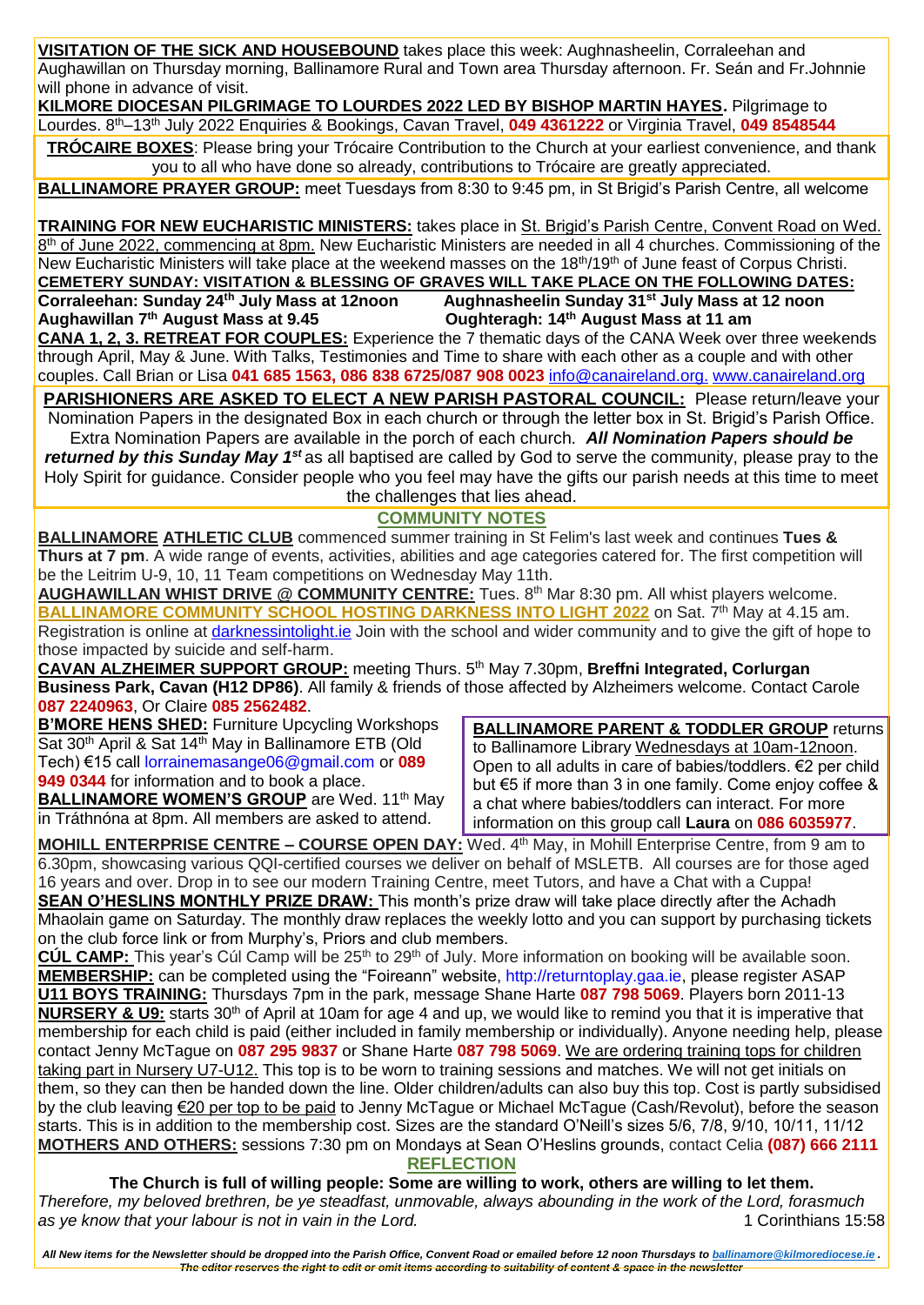**VISITATION OF THE SICK AND HOUSEBOUND** takes place this week: Aughnasheelin, Corraleehan and Aughawillan on Thursday morning, Ballinamore Rural and Town area Thursday afternoon. Fr. Seán and Fr.Johnnie will phone in advance of visit.

**KILMORE DIOCESAN PILGRIMAGE TO LOURDES 2022 LED BY BISHOP MARTIN HAYES.** Pilgrimage to Lourdes. 8th–13th July 2022 Enquiries & Bookings, Cavan Travel, **049 4361222** or Virginia Travel, **049 8548544**

**TRÓCAIRE BOXES**: Please bring your Trócaire Contribution to the Church at your earliest convenience, and thank you to all who have done so already, contributions to Trócaire are greatly appreciated.

**BALLINAMORE PRAYER GROUP:** meet Tuesdays from 8:30 to 9:45 pm, in St Brigid's Parish Centre, all welcome

**TRAINING FOR NEW EUCHARISTIC MINISTERS:** takes place in St. Brigid's Parish Centre, Convent Road on Wed. 8th of June 2022, commencing at 8pm. New Eucharistic Ministers are needed in all 4 churches. Commissioning of the New Eucharistic Ministers will take place at the weekend masses on the 18th/19th of June feast of Corpus Christi.

**CEMETERY SUNDAY: VISITATION & BLESSING OF GRAVES WILL TAKE PLACE ON THE FOLLOWING DATES:**
**Corraleehan: Sunday 24th July Mass at 12noon**
**Aughnasheelin Sunday 31st July Mass at 12 noon**
**Aughawillan 7th August Mass at 9.45**
**Oughteragh: 14th August Mass at 11 am**

**CANA 1, 2, 3. RETREAT FOR COUPLES:** Experience the 7 thematic days of the CANA Week over three weekends through April, May & June. With Talks, Testimonies and Time to share with each other as a couple and with other couples. Call Brian or Lisa **041 685 1563, 086 838 6725/087 908 0023** info@canaireland.org. www.canaireland.org

**PARISHIONERS ARE ASKED TO ELECT A NEW PARISH PASTORAL COUNCIL:** Please return/leave your Nomination Papers in the designated Box in each church or through the letter box in St. Brigid's Parish Office. Extra Nomination Papers are available in the porch of each church. ***All Nomination Papers should be returned by this Sunday May 1st*** as all baptised are called by God to serve the community, please pray to the Holy Spirit for guidance. Consider people who you feel may have the gifts our parish needs at this time to meet the challenges that lies ahead.

## COMMUNITY NOTES

**BALLINAMORE ATHLETIC CLUB** commenced summer training in St Felim's last week and continues **Tues & Thurs at 7 pm**. A wide range of events, activities, abilities and age categories catered for. The first competition will be the Leitrim U-9, 10, 11 Team competitions on Wednesday May 11th.

**AUGHAWILLAN WHIST DRIVE @ COMMUNITY CENTRE:** Tues. 8th Mar 8:30 pm. All whist players welcome.

**BALLINAMORE COMMUNITY SCHOOL HOSTING DARKNESS INTO LIGHT 2022** on Sat. 7th May at 4.15 am. Registration is online at darknessintolight.ie Join with the school and wider community and to give the gift of hope to those impacted by suicide and self-harm.

**CAVAN ALZHEIMER SUPPORT GROUP:** meeting Thurs. 5th May 7.30pm, **Breffni Integrated, Corlurgan Business Park, Cavan (H12 DP86)**. All family & friends of those affected by Alzheimers welcome. Contact Carole **087 2240963**, Or Claire **085 2562482**.

**B'MORE HENS SHED:** Furniture Upcycling Workshops Sat 30th April & Sat 14th May in Ballinamore ETB (Old Tech) €15 call lorrainemasange06@gmail.com or **089 949 0344** for information and to book a place.

**BALLINAMORE WOMEN'S GROUP** are Wed. 11th May in Tráthnóna at 8pm. All members are asked to attend.

**BALLINAMORE PARENT & TODDLER GROUP** returns to Ballinamore Library Wednesdays at 10am-12noon. Open to all adults in care of babies/toddlers. €2 per child but €5 if more than 3 in one family. Come enjoy coffee & a chat where babies/toddlers can interact. For more information on this group call **Laura** on **086 6035977**.

**MOHILL ENTERPRISE CENTRE – COURSE OPEN DAY:** Wed. 4th May, in Mohill Enterprise Centre, from 9 am to 6.30pm, showcasing various QQI-certified courses we deliver on behalf of MSLETB. All courses are for those aged 16 years and over. Drop in to see our modern Training Centre, meet Tutors, and have a Chat with a Cuppa!

**SEAN O'HESLINS MONTHLY PRIZE DRAW:** This month's prize draw will take place directly after the Achadh Mhaolain game on Saturday. The monthly draw replaces the weekly lotto and you can support by purchasing tickets on the club force link or from Murphy's, Priors and club members.

**CÚL CAMP:** This year's Cúl Camp will be 25th to 29th of July. More information on booking will be available soon.

**MEMBERSHIP:** can be completed using the "Foireann" website, http://returntoplay.gaa.ie, please register ASAP

**U11 BOYS TRAINING:** Thursdays 7pm in the park, message Shane Harte **087 798 5069**. Players born 2011-13

**NURSERY & U9:** starts 30th of April at 10am for age 4 and up, we would like to remind you that it is imperative that membership for each child is paid (either included in family membership or individually). Anyone needing help, please contact Jenny McTague on **087 295 9837** or Shane Harte **087 798 5069**. We are ordering training tops for children taking part in Nursery U7-U12. This top is to be worn to training sessions and matches. We will not get initials on them, so they can then be handed down the line. Older children/adults can also buy this top. Cost is partly subsidised by the club leaving €20 per top to be paid to Jenny McTague or Michael McTague (Cash/Revolut), before the season starts. This is in addition to the membership cost. Sizes are the standard O'Neill's sizes 5/6, 7/8, 9/10, 10/11, 11/12

**MOTHERS AND OTHERS:** sessions 7:30 pm on Mondays at Sean O'Heslins grounds, contact Celia **(087) 666 2111**

## REFLECTION

**The Church is full of willing people: Some are willing to work, others are willing to let them.**

*Therefore, my beloved brethren, be ye steadfast, unmovable, always abounding in the work of the Lord, forasmuch as ye know that your labour is not in vain in the Lord.* 1 Corinthians 15:58

***All New items for the Newsletter should be dropped into the Parish Office, Convent Road or emailed before 12 noon Thursdays to ballinamore@kilmorediocese.ie . The editor reserves the right to edit or omit items according to suitability of content & space in the newsletter***